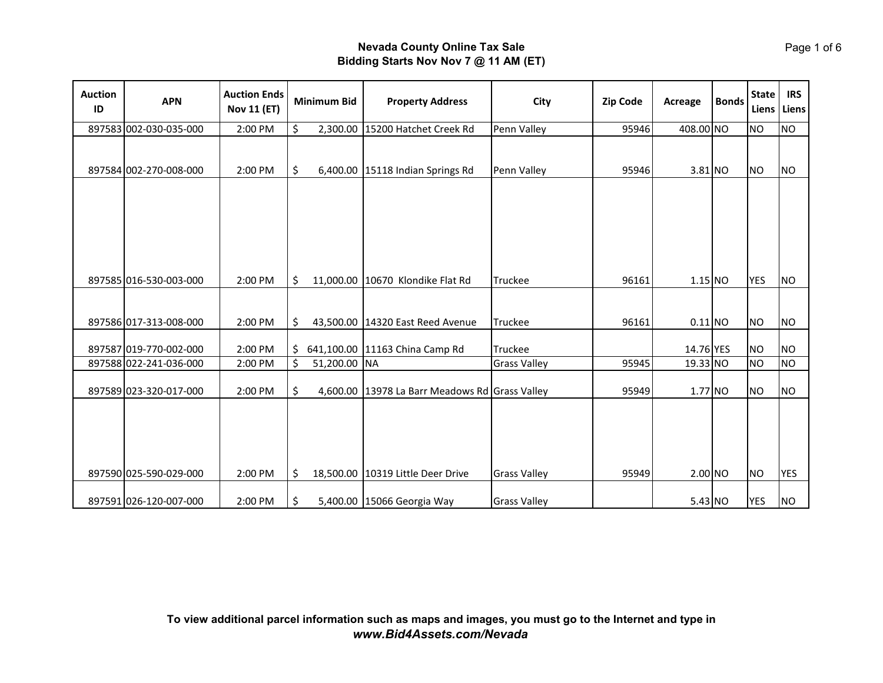**Nevada County Online Tax Sale**
**Bidding Starts Nov Nov 7 @ 11 AM (ET)**

| Auction ID | APN | Auction Ends Nov 11 (ET) | Minimum Bid | Property Address | City | Zip Code | Acreage | Bonds | State Liens | IRS Liens |
|---|---|---|---|---|---|---|---|---|---|---|
| 897583 | 002-030-035-000 | 2:00 PM | $ 2,300.00 | 15200 Hatchet Creek Rd | Penn Valley | 95946 | 408.00 | NO | NO | NO |
| 897584 | 002-270-008-000 | 2:00 PM | $ 6,400.00 | 15118 Indian Springs Rd | Penn Valley | 95946 | 3.81 | NO | NO | NO |
| 897585 | 016-530-003-000 | 2:00 PM | $ 11,000.00 | 10670 Klondike Flat Rd | Truckee | 96161 | 1.15 | NO | YES | NO |
| 897586 | 017-313-008-000 | 2:00 PM | $ 43,500.00 | 14320 East Reed Avenue | Truckee | 96161 | 0.11 | NO | NO | NO |
| 897587 | 019-770-002-000 | 2:00 PM | $ 641,100.00 | 11163 China Camp Rd | Truckee | | 14.76 | YES | NO | NO |
| 897588 | 022-241-036-000 | 2:00 PM | $ 51,200.00 | NA | Grass Valley | 95945 | 19.33 | NO | NO | NO |
| 897589 | 023-320-017-000 | 2:00 PM | $ 4,600.00 | 13978 La Barr Meadows Rd | Grass Valley | 95949 | 1.77 | NO | NO | NO |
| 897590 | 025-590-029-000 | 2:00 PM | $ 18,500.00 | 10319 Little Deer Drive | Grass Valley | 95949 | 2.00 | NO | NO | YES |
| 897591 | 026-120-007-000 | 2:00 PM | $ 5,400.00 | 15066 Georgia Way | Grass Valley | | 5.43 | NO | YES | NO |

**To view additional parcel information such as maps and images, you must go to the Internet and type in**
***www.Bid4Assets.com/Nevada***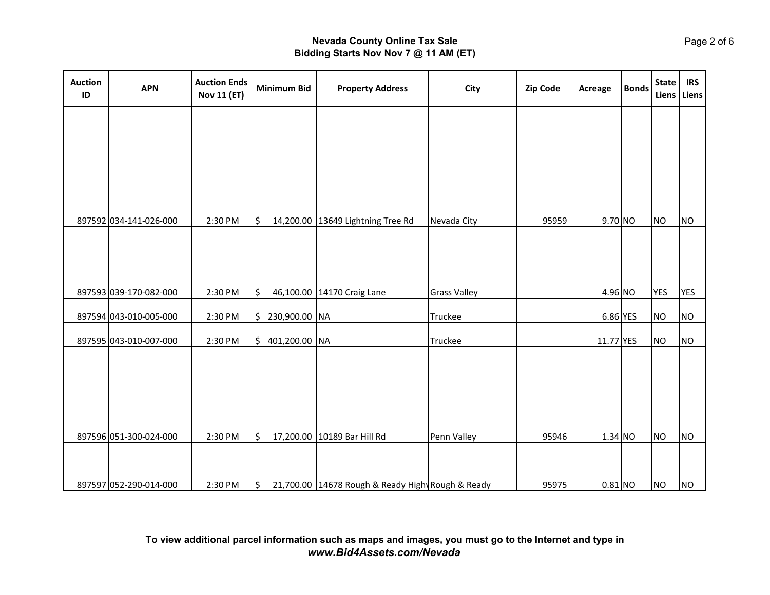**Nevada County Online Tax Sale**
**Bidding Starts Nov Nov 7 @ 11 AM (ET)**

| Auction ID | APN | Auction Ends Nov 11 (ET) | Minimum Bid | Property Address | City | Zip Code | Acreage | Bonds | State Liens | IRS Liens |
|---|---|---|---|---|---|---|---|---|---|---|
| 897592 | 034-141-026-000 | 2:30 PM | $ 14,200.00 | 13649 Lightning Tree Rd | Nevada City | 95959 | 9.70 | NO | NO | NO |
| 897593 | 039-170-082-000 | 2:30 PM | $ 46,100.00 | 14170 Craig Lane | Grass Valley | | 4.96 | NO | YES | YES |
| 897594 | 043-010-005-000 | 2:30 PM | $ 230,900.00 | NA | Truckee | | 6.86 | YES | NO | NO |
| 897595 | 043-010-007-000 | 2:30 PM | $ 401,200.00 | NA | Truckee | | 11.77 | YES | NO | NO |
| 897596 | 051-300-024-000 | 2:30 PM | $ 17,200.00 | 10189 Bar Hill Rd | Penn Valley | 95946 | 1.34 | NO | NO | NO |
| 897597 | 052-290-014-000 | 2:30 PM | $ 21,700.00 | 14678 Rough & Ready Highw | Rough & Ready | 95975 | 0.81 | NO | NO | NO |

**To view additional parcel information such as maps and images, you must go to the Internet and type in** ***www.Bid4Assets.com/Nevada***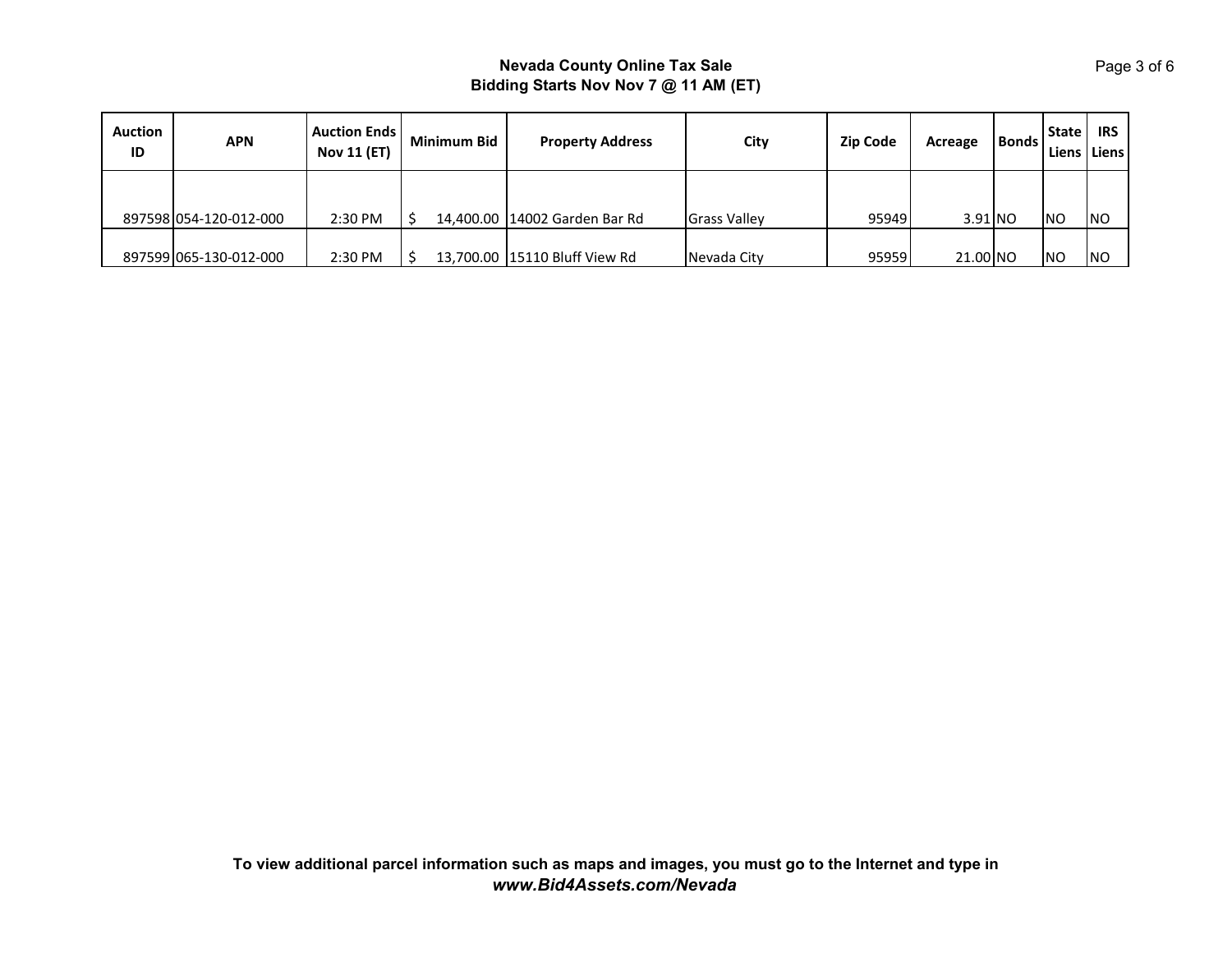**Nevada County Online Tax Sale**
**Bidding Starts Nov Nov 7 @ 11 AM (ET)**

| Auction ID | APN | Auction Ends Nov 11 (ET) | Minimum Bid | Property Address | City | Zip Code | Acreage | Bonds | State Liens | IRS Liens |
|---|---|---|---|---|---|---|---|---|---|---|
| 897598 | 054-120-012-000 | 2:30 PM | $ 14,400.00 | 14002 Garden Bar Rd | Grass Valley | 95949 | 3.91 | NO | NO | NO |
| 897599 | 065-130-012-000 | 2:30 PM | $ 13,700.00 | 15110 Bluff View Rd | Nevada City | 95959 | 21.00 | NO | NO | NO |

**To view additional parcel information such as maps and images, you must go to the Internet and type in** ***www.Bid4Assets.com/Nevada***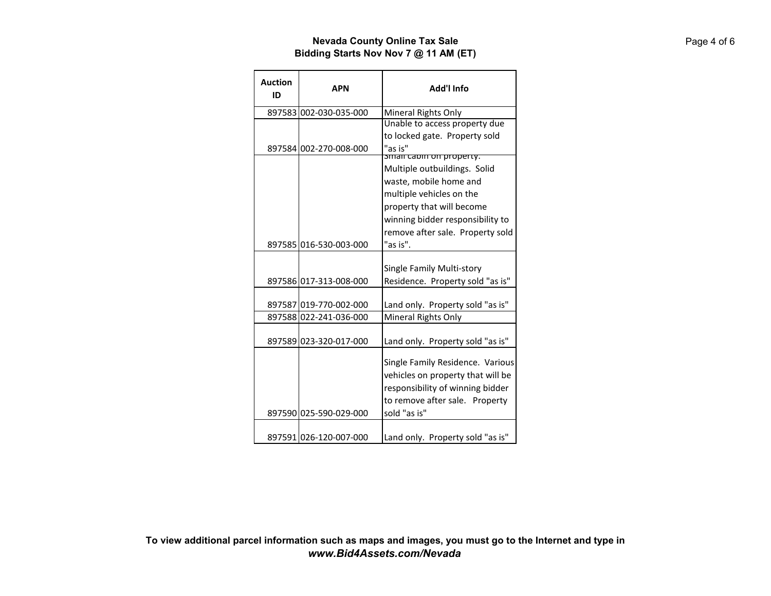**Nevada County Online Tax Sale**
**Bidding Starts Nov Nov 7 @ 11 AM (ET)**

| Auction ID | APN | Add'l Info |
|---|---|---|
| 897583 | 002-030-035-000 | Mineral Rights Only |
| 897584 | 002-270-008-000 | Unable to access property due to locked gate. Property sold "as is" |
| 897585 | 016-530-003-000 | Small cabin on property. Multiple outbuildings. Solid waste, mobile home and multiple vehicles on the property that will become winning bidder responsibility to remove after sale. Property sold "as is". |
| 897586 | 017-313-008-000 | Single Family Multi-story Residence. Property sold "as is" |
| 897587 | 019-770-002-000 | Land only. Property sold "as is" |
| 897588 | 022-241-036-000 | Mineral Rights Only |
| 897589 | 023-320-017-000 | Land only. Property sold "as is" |
| 897590 | 025-590-029-000 | Single Family Residence. Various vehicles on property that will be responsibility of winning bidder to remove after sale. Property sold "as is" |
| 897591 | 026-120-007-000 | Land only. Property sold "as is" |

**To view additional parcel information such as maps and images, you must go to the Internet and type in** ***www.Bid4Assets.com/Nevada***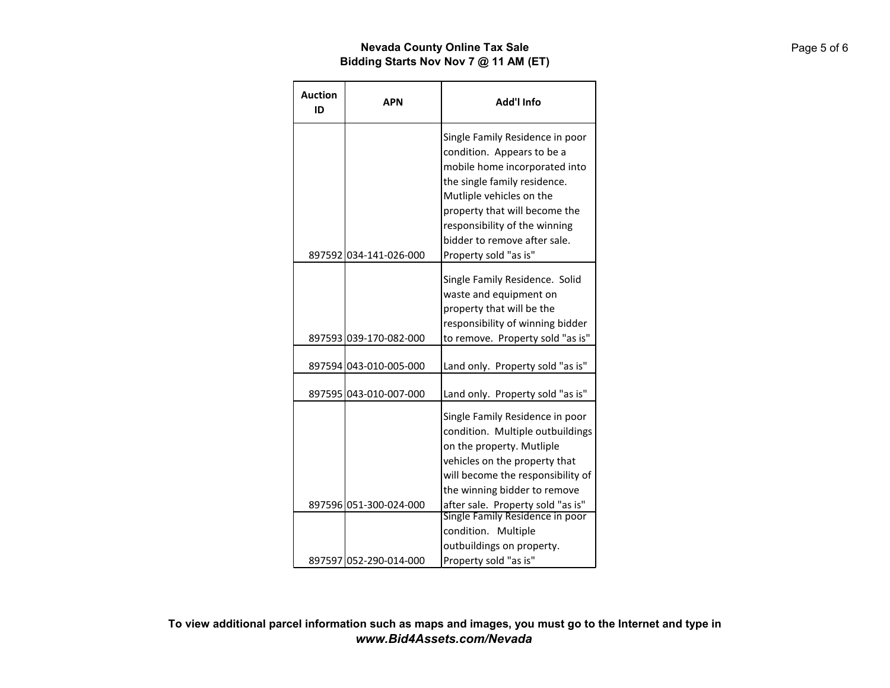**Nevada County Online Tax Sale**
**Bidding Starts Nov Nov 7 @ 11 AM (ET)**

| Auction ID | APN | Add'l Info |
|---|---|---|
| 897592 | 034-141-026-000 | Single Family Residence in poor condition. Appears to be a mobile home incorporated into the single family residence. Mutliple vehicles on the property that will become the responsibility of the winning bidder to remove after sale. Property sold "as is" |
| 897593 | 039-170-082-000 | Single Family Residence. Solid waste and equipment on property that will be the responsibility of winning bidder to remove. Property sold "as is" |
| 897594 | 043-010-005-000 | Land only. Property sold "as is" |
| 897595 | 043-010-007-000 | Land only. Property sold "as is" |
| 897596 | 051-300-024-000 | Single Family Residence in poor condition. Multiple outbuildings on the property. Mutliple vehicles on the property that will become the responsibility of the winning bidder to remove after sale. Property sold "as is" |
| 897597 | 052-290-014-000 | Single Family Residence in poor condition. Multiple outbuildings on property. Property sold "as is" |

**To view additional parcel information such as maps and images, you must go to the Internet and type in** ***www.Bid4Assets.com/Nevada***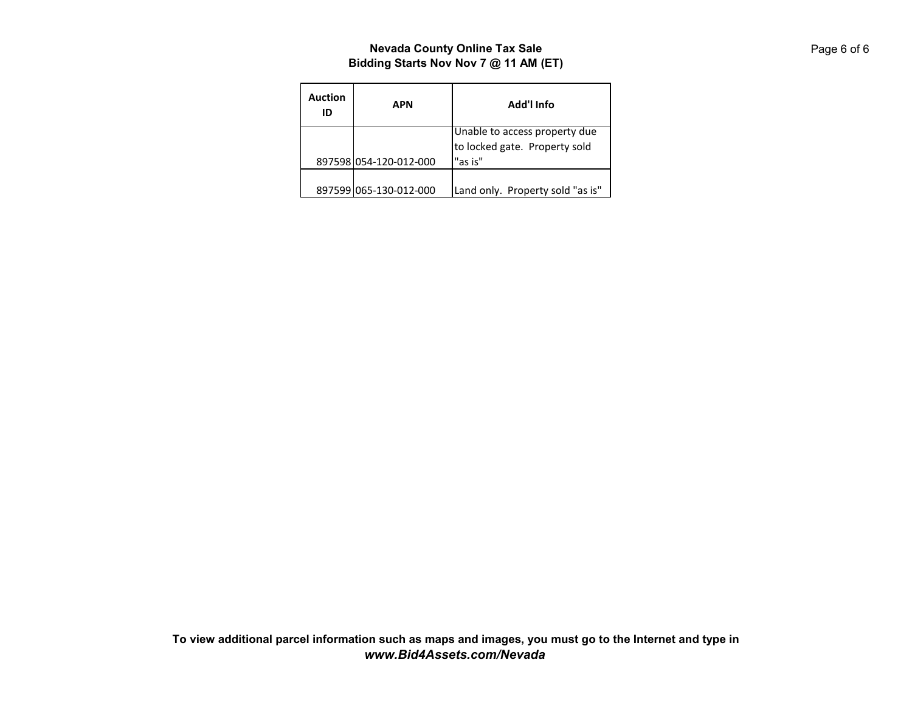**Nevada County Online Tax Sale**
**Bidding Starts Nov Nov 7 @ 11 AM (ET)**

| Auction ID | APN | Add'l Info |
|---|---|---|
| 897598 | 054-120-012-000 | Unable to access property due to locked gate. Property sold "as is" |
| 897599 | 065-130-012-000 | Land only. Property sold "as is" |

**To view additional parcel information such as maps and images, you must go to the Internet and type in** ***www.Bid4Assets.com/Nevada***